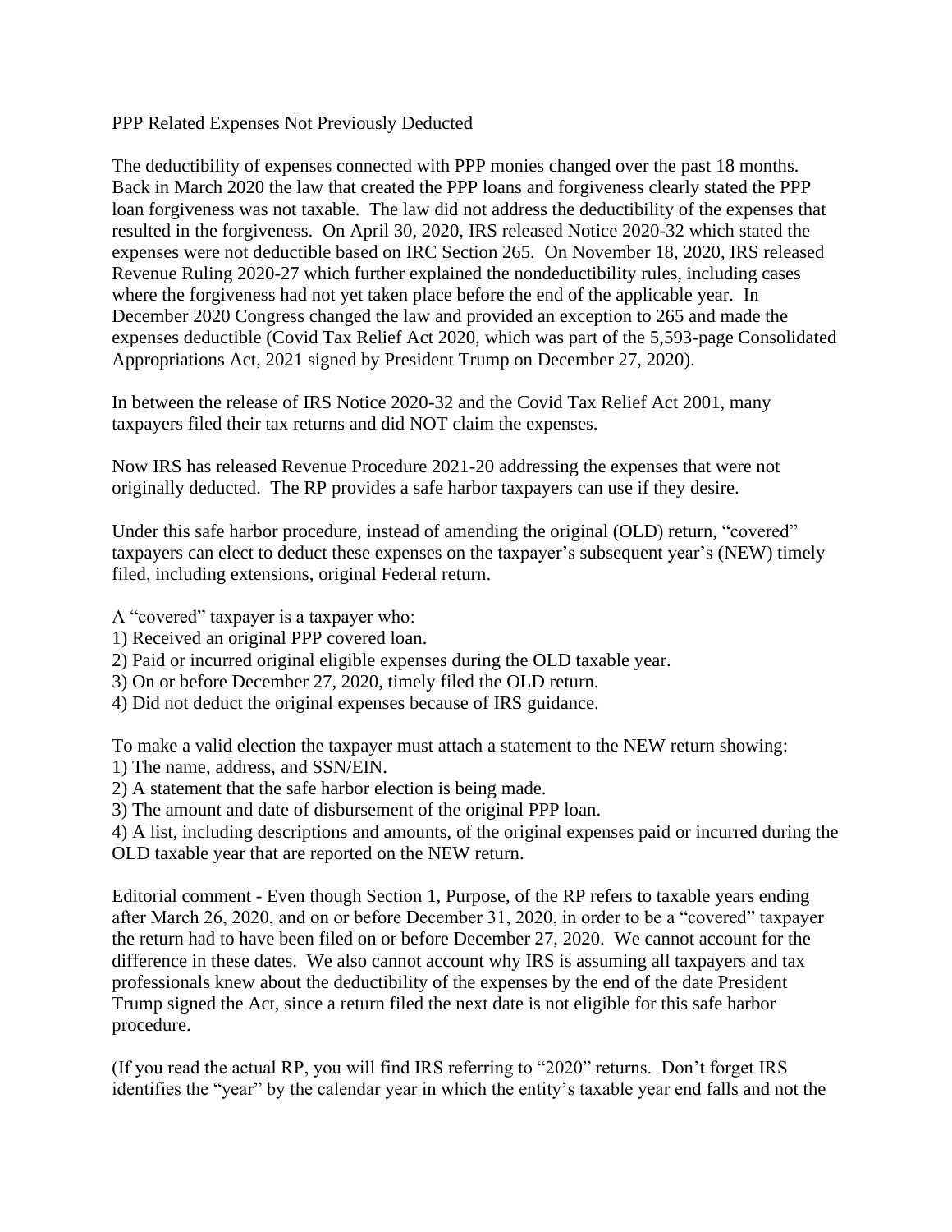PPP Related Expenses Not Previously Deducted

The deductibility of expenses connected with PPP monies changed over the past 18 months. Back in March 2020 the law that created the PPP loans and forgiveness clearly stated the PPP loan forgiveness was not taxable. The law did not address the deductibility of the expenses that resulted in the forgiveness. On April 30, 2020, IRS released Notice 2020-32 which stated the expenses were not deductible based on IRC Section 265. On November 18, 2020, IRS released Revenue Ruling 2020-27 which further explained the nondeductibility rules, including cases where the forgiveness had not yet taken place before the end of the applicable year. In December 2020 Congress changed the law and provided an exception to 265 and made the expenses deductible (Covid Tax Relief Act 2020, which was part of the 5,593-page Consolidated Appropriations Act, 2021 signed by President Trump on December 27, 2020).

In between the release of IRS Notice 2020-32 and the Covid Tax Relief Act 2001, many taxpayers filed their tax returns and did NOT claim the expenses.

Now IRS has released Revenue Procedure 2021-20 addressing the expenses that were not originally deducted. The RP provides a safe harbor taxpayers can use if they desire.

Under this safe harbor procedure, instead of amending the original (OLD) return, "covered" taxpayers can elect to deduct these expenses on the taxpayer's subsequent year's (NEW) timely filed, including extensions, original Federal return.

A "covered" taxpayer is a taxpayer who:
1) Received an original PPP covered loan.
2) Paid or incurred original eligible expenses during the OLD taxable year.
3) On or before December 27, 2020, timely filed the OLD return.
4) Did not deduct the original expenses because of IRS guidance.

To make a valid election the taxpayer must attach a statement to the NEW return showing:
1) The name, address, and SSN/EIN.
2) A statement that the safe harbor election is being made.
3) The amount and date of disbursement of the original PPP loan.
4) A list, including descriptions and amounts, of the original expenses paid or incurred during the OLD taxable year that are reported on the NEW return.

Editorial comment - Even though Section 1, Purpose, of the RP refers to taxable years ending after March 26, 2020, and on or before December 31, 2020, in order to be a "covered" taxpayer the return had to have been filed on or before December 27, 2020. We cannot account for the difference in these dates. We also cannot account why IRS is assuming all taxpayers and tax professionals knew about the deductibility of the expenses by the end of the date President Trump signed the Act, since a return filed the next date is not eligible for this safe harbor procedure.

(If you read the actual RP, you will find IRS referring to "2020" returns. Don't forget IRS identifies the "year" by the calendar year in which the entity's taxable year end falls and not the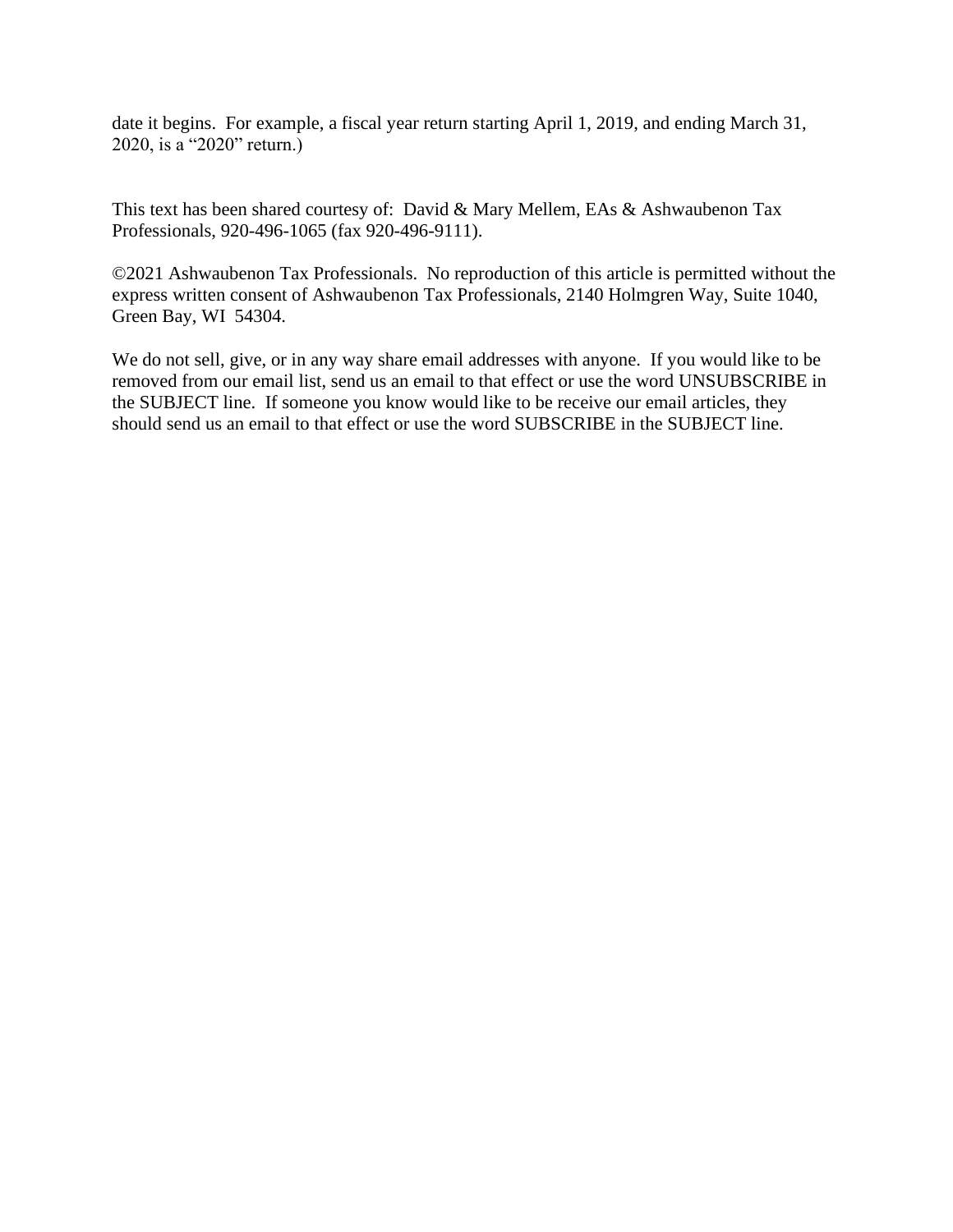date it begins. For example, a fiscal year return starting April 1, 2019, and ending March 31, 2020, is a "2020" return.)

This text has been shared courtesy of: David & Mary Mellem, EAs & Ashwaubenon Tax Professionals, 920-496-1065 (fax 920-496-9111).

©2021 Ashwaubenon Tax Professionals. No reproduction of this article is permitted without the express written consent of Ashwaubenon Tax Professionals, 2140 Holmgren Way, Suite 1040, Green Bay, WI 54304.

We do not sell, give, or in any way share email addresses with anyone. If you would like to be removed from our email list, send us an email to that effect or use the word UNSUBSCRIBE in the SUBJECT line. If someone you know would like to be receive our email articles, they should send us an email to that effect or use the word SUBSCRIBE in the SUBJECT line.